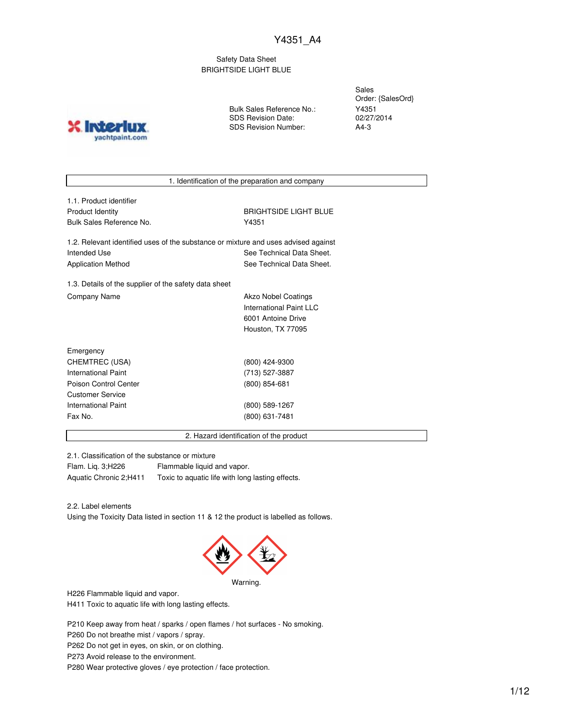Y4351_A4

Safety Data Sheet
BRIGHTSIDE LIGHT BLUE

| | |
|---|---|
| | Sales Order: {SalesOrd} |
| Bulk Sales Reference No.: | Y4351 |
| SDS Revision Date: | 02/27/2014 |
| SDS Revision Number: | A4-3 |

## 1. Identification of the preparation and company

1.1. Product identifier

| | |
|---|---|
| Product Identity | BRIGHTSIDE LIGHT BLUE |
| Bulk Sales Reference No. | Y4351 |

1.2. Relevant identified uses of the substance or mixture and uses advised against

| | |
|---|---|
| Intended Use | See Technical Data Sheet. |
| Application Method | See Technical Data Sheet. |

1.3. Details of the supplier of the safety data sheet

| | |
|---|---|
| Company Name | Akzo Nobel Coatings<br>International Paint LLC<br>6001 Antoine Drive<br>Houston, TX 77095 |

| | |
|---|---|
| Emergency | |
| CHEMTREC (USA) | (800) 424-9300 |
| International Paint | (713) 527-3887 |
| Poison Control Center | (800) 854-681 |
| Customer Service | |
| International Paint | (800) 589-1267 |
| Fax No. | (800) 631-7481 |

## 2. Hazard identification of the product

2.1. Classification of the substance or mixture

| | |
|---|---|
| Flam. Liq. 3;H226 | Flammable liquid and vapor. |
| Aquatic Chronic 2;H411 | Toxic to aquatic life with long lasting effects. |

2.2. Label elements

Using the Toxicity Data listed in section 11 & 12 the product is labelled as follows.

Warning.

H226 Flammable liquid and vapor.
H411 Toxic to aquatic life with long lasting effects.

P210 Keep away from heat / sparks / open flames / hot surfaces - No smoking.
P260 Do not breathe mist / vapors / spray.
P262 Do not get in eyes, on skin, or on clothing.
P273 Avoid release to the environment.
P280 Wear protective gloves / eye protection / face protection.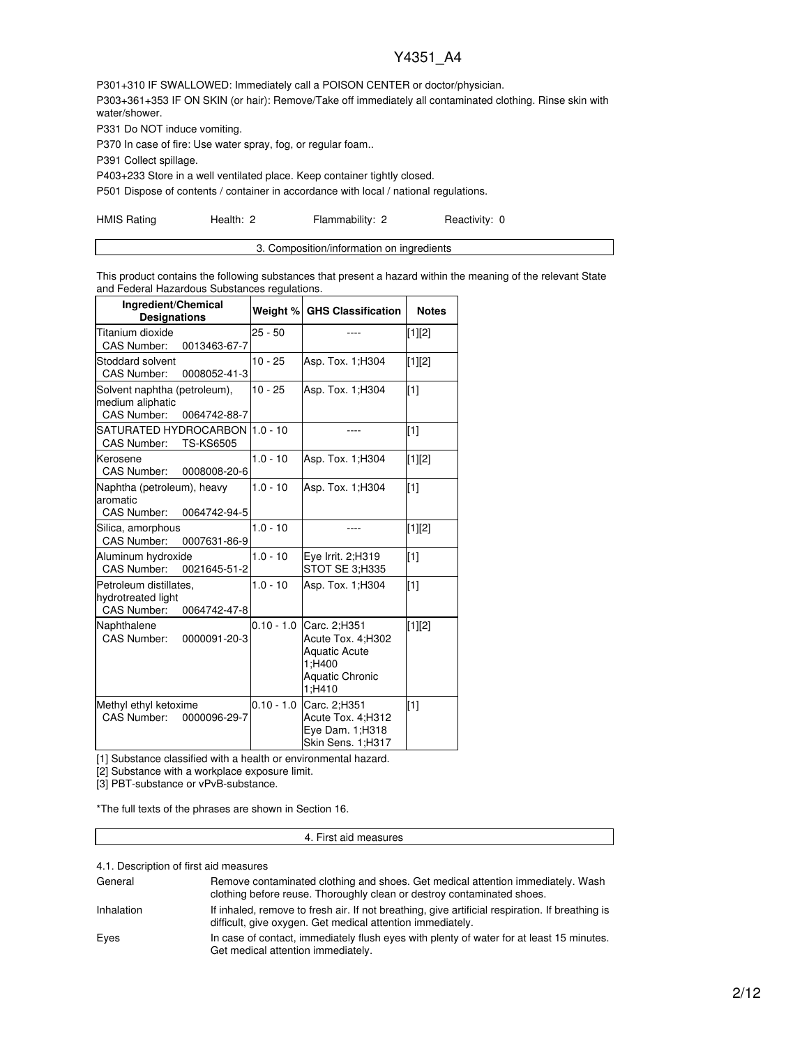P301+310 IF SWALLOWED: Immediately call a POISON CENTER or doctor/physician.

P303+361+353 IF ON SKIN (or hair): Remove/Take off immediately all contaminated clothing. Rinse skin with water/shower.

P331 Do NOT induce vomiting.

P370 In case of fire: Use water spray, fog, or regular foam..

P391 Collect spillage.

P403+233 Store in a well ventilated place. Keep container tightly closed.

P501 Dispose of contents / container in accordance with local / national regulations.

HMIS Rating    Health: 2    Flammability: 2    Reactivity: 0

## 3. Composition/information on ingredients

This product contains the following substances that present a hazard within the meaning of the relevant State and Federal Hazardous Substances regulations.

| Ingredient/Chemical Designations | Weight % | GHS Classification | Notes |
|---|---|---|---|
| Titanium dioxide<br>CAS Number: 0013463-67-7 | 25 - 50 | ---- | [1][2] |
| Stoddard solvent<br>CAS Number: 0008052-41-3 | 10 - 25 | Asp. Tox. 1;H304 | [1][2] |
| Solvent naphtha (petroleum), medium aliphatic<br>CAS Number: 0064742-88-7 | 10 - 25 | Asp. Tox. 1;H304 | [1] |
| SATURATED HYDROCARBON<br>CAS Number: TS-KS6505 | 1.0 - 10 | ---- | [1] |
| Kerosene<br>CAS Number: 0008008-20-6 | 1.0 - 10 | Asp. Tox. 1;H304 | [1][2] |
| Naphtha (petroleum), heavy aromatic<br>CAS Number: 0064742-94-5 | 1.0 - 10 | Asp. Tox. 1;H304 | [1] |
| Silica, amorphous<br>CAS Number: 0007631-86-9 | 1.0 - 10 | ---- | [1][2] |
| Aluminum hydroxide<br>CAS Number: 0021645-51-2 | 1.0 - 10 | Eye Irrit. 2;H319<br>STOT SE 3;H335 | [1] |
| Petroleum distillates, hydrotreated light<br>CAS Number: 0064742-47-8 | 1.0 - 10 | Asp. Tox. 1;H304 | [1] |
| Naphthalene<br>CAS Number: 0000091-20-3 | 0.10 - 1.0 | Carc. 2;H351<br>Acute Tox. 4;H302<br>Aquatic Acute 1;H400<br>Aquatic Chronic 1;H410 | [1][2] |
| Methyl ethyl ketoxime<br>CAS Number: 0000096-29-7 | 0.10 - 1.0 | Carc. 2;H351<br>Acute Tox. 4;H312<br>Eye Dam. 1;H318<br>Skin Sens. 1;H317 | [1] |

[1] Substance classified with a health or environmental hazard.

[2] Substance with a workplace exposure limit.

[3] PBT-substance or vPvB-substance.

*The full texts of the phrases are shown in Section 16.

## 4. First aid measures

4.1. Description of first aid measures

| | |
|---|---|
| General | Remove contaminated clothing and shoes. Get medical attention immediately. Wash clothing before reuse. Thoroughly clean or destroy contaminated shoes. |
| Inhalation | If inhaled, remove to fresh air. If not breathing, give artificial respiration. If breathing is difficult, give oxygen. Get medical attention immediately. |
| Eyes | In case of contact, immediately flush eyes with plenty of water for at least 15 minutes. Get medical attention immediately. |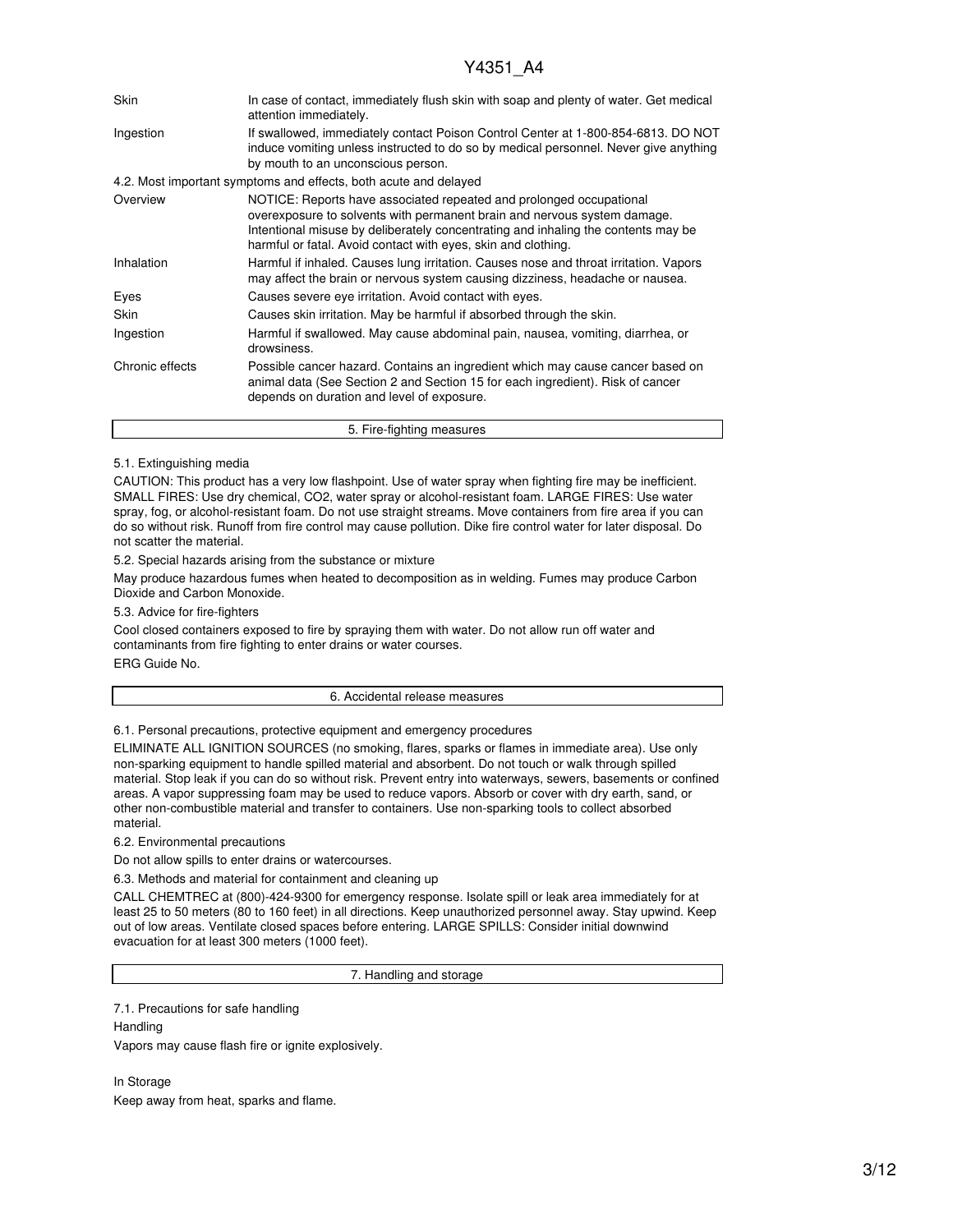| | |
|---|---|
| Skin | In case of contact, immediately flush skin with soap and plenty of water. Get medical attention immediately. |
| Ingestion | If swallowed, immediately contact Poison Control Center at 1-800-854-6813. DO NOT induce vomiting unless instructed to do so by medical personnel. Never give anything by mouth to an unconscious person. |

4.2. Most important symptoms and effects, both acute and delayed

| | |
|---|---|
| Overview | NOTICE: Reports have associated repeated and prolonged occupational overexposure to solvents with permanent brain and nervous system damage. Intentional misuse by deliberately concentrating and inhaling the contents may be harmful or fatal. Avoid contact with eyes, skin and clothing. |
| Inhalation | Harmful if inhaled. Causes lung irritation. Causes nose and throat irritation. Vapors may affect the brain or nervous system causing dizziness, headache or nausea. |
| Eyes | Causes severe eye irritation. Avoid contact with eyes. |
| Skin | Causes skin irritation. May be harmful if absorbed through the skin. |
| Ingestion | Harmful if swallowed. May cause abdominal pain, nausea, vomiting, diarrhea, or drowsiness. |
| Chronic effects | Possible cancer hazard. Contains an ingredient which may cause cancer based on animal data (See Section 2 and Section 15 for each ingredient). Risk of cancer depends on duration and level of exposure. |

## 5. Fire-fighting measures

5.1. Extinguishing media

CAUTION: This product has a very low flashpoint. Use of water spray when fighting fire may be inefficient. SMALL FIRES: Use dry chemical, CO2, water spray or alcohol-resistant foam. LARGE FIRES: Use water spray, fog, or alcohol-resistant foam. Do not use straight streams. Move containers from fire area if you can do so without risk. Runoff from fire control may cause pollution. Dike fire control water for later disposal. Do not scatter the material.

5.2. Special hazards arising from the substance or mixture

May produce hazardous fumes when heated to decomposition as in welding. Fumes may produce Carbon Dioxide and Carbon Monoxide.

5.3. Advice for fire-fighters

Cool closed containers exposed to fire by spraying them with water. Do not allow run off water and contaminants from fire fighting to enter drains or water courses.

ERG Guide No.

## 6. Accidental release measures

6.1. Personal precautions, protective equipment and emergency procedures

ELIMINATE ALL IGNITION SOURCES (no smoking, flares, sparks or flames in immediate area). Use only non-sparking equipment to handle spilled material and absorbent. Do not touch or walk through spilled material. Stop leak if you can do so without risk. Prevent entry into waterways, sewers, basements or confined areas. A vapor suppressing foam may be used to reduce vapors. Absorb or cover with dry earth, sand, or other non-combustible material and transfer to containers. Use non-sparking tools to collect absorbed material.

6.2. Environmental precautions

Do not allow spills to enter drains or watercourses.

6.3. Methods and material for containment and cleaning up

CALL CHEMTREC at (800)-424-9300 for emergency response. Isolate spill or leak area immediately for at least 25 to 50 meters (80 to 160 feet) in all directions. Keep unauthorized personnel away. Stay upwind. Keep out of low areas. Ventilate closed spaces before entering. LARGE SPILLS: Consider initial downwind evacuation for at least 300 meters (1000 feet).

## 7. Handling and storage

7.1. Precautions for safe handling

Handling

Vapors may cause flash fire or ignite explosively.

In Storage

Keep away from heat, sparks and flame.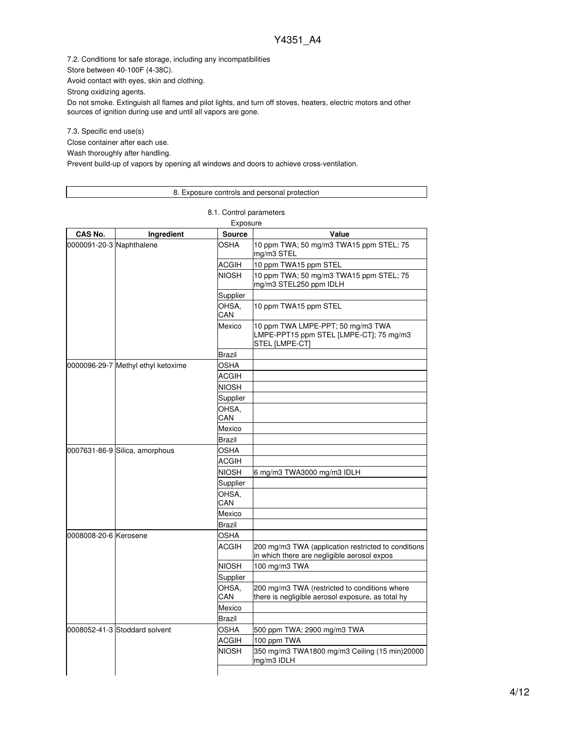7.2. Conditions for safe storage, including any incompatibilities

Store between 40-100F (4-38C).

Avoid contact with eyes, skin and clothing.

Strong oxidizing agents.

Do not smoke. Extinguish all flames and pilot lights, and turn off stoves, heaters, electric motors and other sources of ignition during use and until all vapors are gone.

7.3. Specific end use(s)

Close container after each use.

Wash thoroughly after handling.

Prevent build-up of vapors by opening all windows and doors to achieve cross-ventilation.

## 8. Exposure controls and personal protection

### 8.1. Control parameters

Exposure

| CAS No. | Ingredient | Source | Value |
|---|---|---|---|
| 0000091-20-3 | Naphthalene | OSHA | 10 ppm TWA; 50 mg/m3 TWA15 ppm STEL; 75 mg/m3 STEL |
| | | ACGIH | 10 ppm TWA15 ppm STEL |
| | | NIOSH | 10 ppm TWA; 50 mg/m3 TWA15 ppm STEL; 75 mg/m3 STEL250 ppm IDLH |
| | | Supplier | |
| | | OHSA, CAN | 10 ppm TWA15 ppm STEL |
| | | Mexico | 10 ppm TWA LMPE-PPT; 50 mg/m3 TWA LMPE-PPT15 ppm STEL [LMPE-CT]; 75 mg/m3 STEL [LMPE-CT] |
| | | Brazil | |
| 0000096-29-7 | Methyl ethyl ketoxime | OSHA | |
| | | ACGIH | |
| | | NIOSH | |
| | | Supplier | |
| | | OHSA, CAN | |
| | | Mexico | |
| | | Brazil | |
| 0007631-86-9 | Silica, amorphous | OSHA | |
| | | ACGIH | |
| | | NIOSH | 6 mg/m3 TWA3000 mg/m3 IDLH |
| | | Supplier | |
| | | OHSA, CAN | |
| | | Mexico | |
| | | Brazil | |
| 0008008-20-6 | Kerosene | OSHA | |
| | | ACGIH | 200 mg/m3 TWA (application restricted to conditions in which there are negligible aerosol expos |
| | | NIOSH | 100 mg/m3 TWA |
| | | Supplier | |
| | | OHSA, CAN | 200 mg/m3 TWA (restricted to conditions where there is negligible aerosol exposure, as total hy |
| | | Mexico | |
| | | Brazil | |
| 0008052-41-3 | Stoddard solvent | OSHA | 500 ppm TWA; 2900 mg/m3 TWA |
| | | ACGIH | 100 ppm TWA |
| | | NIOSH | 350 mg/m3 TWA1800 mg/m3 Ceiling (15 min)20000 mg/m3 IDLH |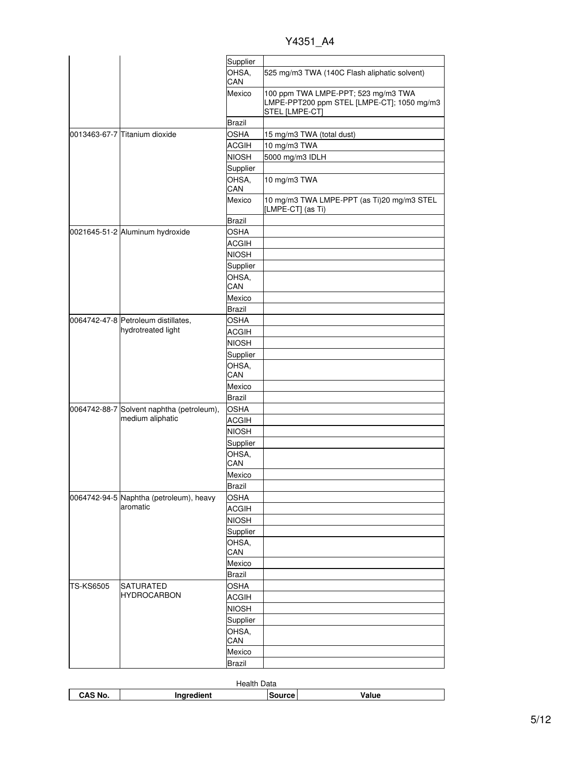| CAS No. | Ingredient | Source | Value |
|---|---|---|---|
| | | Supplier | |
| | | OHSA, CAN | 525 mg/m3 TWA (140C Flash aliphatic solvent) |
| | | Mexico | 100 ppm TWA LMPE-PPT; 523 mg/m3 TWA LMPE-PPT200 ppm STEL [LMPE-CT]; 1050 mg/m3 STEL [LMPE-CT] |
| | | Brazil | |
| 0013463-67-7 | Titanium dioxide | OSHA | 15 mg/m3 TWA (total dust) |
| | | ACGIH | 10 mg/m3 TWA |
| | | NIOSH | 5000 mg/m3 IDLH |
| | | Supplier | |
| | | OHSA, CAN | 10 mg/m3 TWA |
| | | Mexico | 10 mg/m3 TWA LMPE-PPT (as Ti)20 mg/m3 STEL [LMPE-CT] (as Ti) |
| | | Brazil | |
| 0021645-51-2 | Aluminum hydroxide | OSHA | |
| | | ACGIH | |
| | | NIOSH | |
| | | Supplier | |
| | | OHSA, CAN | |
| | | Mexico | |
| | | Brazil | |
| 0064742-47-8 | Petroleum distillates, hydrotreated light | OSHA | |
| | | ACGIH | |
| | | NIOSH | |
| | | Supplier | |
| | | OHSA, CAN | |
| | | Mexico | |
| | | Brazil | |
| 0064742-88-7 | Solvent naphtha (petroleum), medium aliphatic | OSHA | |
| | | ACGIH | |
| | | NIOSH | |
| | | Supplier | |
| | | OHSA, CAN | |
| | | Mexico | |
| | | Brazil | |
| 0064742-94-5 | Naphtha (petroleum), heavy aromatic | OSHA | |
| | | ACGIH | |
| | | NIOSH | |
| | | Supplier | |
| | | OHSA, CAN | |
| | | Mexico | |
| | | Brazil | |
| TS-KS6505 | SATURATED HYDROCARBON | OSHA | |
| | | ACGIH | |
| | | NIOSH | |
| | | Supplier | |
| | | OHSA, CAN | |
| | | Mexico | |
| | | Brazil | |

Health Data

| CAS No. | Ingredient | Source | Value |
|---|---|---|---|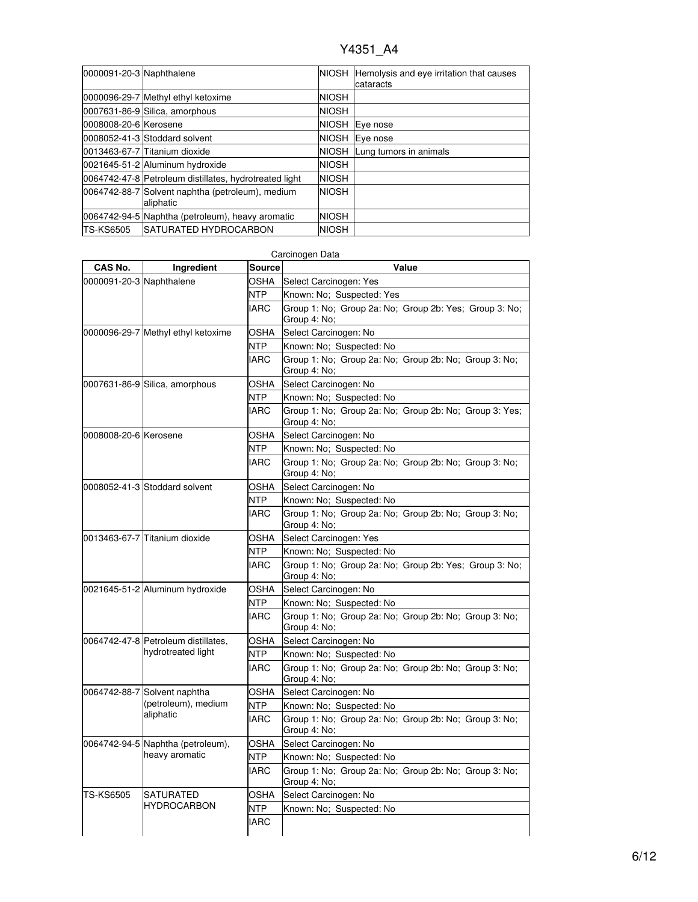| | | | |
|---|---|---|---|
| 0000091-20-3 | Naphthalene | NIOSH | Hemolysis and eye irritation that causes cataracts |
| 0000096-29-7 | Methyl ethyl ketoxime | NIOSH | |
| 0007631-86-9 | Silica, amorphous | NIOSH | |
| 0008008-20-6 | Kerosene | NIOSH | Eye nose |
| 0008052-41-3 | Stoddard solvent | NIOSH | Eye nose |
| 0013463-67-7 | Titanium dioxide | NIOSH | Lung tumors in animals |
| 0021645-51-2 | Aluminum hydroxide | NIOSH | |
| 0064742-47-8 | Petroleum distillates, hydrotreated light | NIOSH | |
| 0064742-88-7 | Solvent naphtha (petroleum), medium aliphatic | NIOSH | |
| 0064742-94-5 | Naphtha (petroleum), heavy aromatic | NIOSH | |
| TS-KS6505 | SATURATED HYDROCARBON | NIOSH | |

Carcinogen Data

| CAS No. | Ingredient | Source | Value |
|---|---|---|---|
| 0000091-20-3 | Naphthalene | OSHA | Select Carcinogen: Yes |
| | | NTP | Known: No; Suspected: Yes |
| | | IARC | Group 1: No; Group 2a: No; Group 2b: Yes; Group 3: No; Group 4: No; |
| 0000096-29-7 | Methyl ethyl ketoxime | OSHA | Select Carcinogen: No |
| | | NTP | Known: No; Suspected: No |
| | | IARC | Group 1: No; Group 2a: No; Group 2b: No; Group 3: No; Group 4: No; |
| 0007631-86-9 | Silica, amorphous | OSHA | Select Carcinogen: No |
| | | NTP | Known: No; Suspected: No |
| | | IARC | Group 1: No; Group 2a: No; Group 2b: No; Group 3: Yes; Group 4: No; |
| 0008008-20-6 | Kerosene | OSHA | Select Carcinogen: No |
| | | NTP | Known: No; Suspected: No |
| | | IARC | Group 1: No; Group 2a: No; Group 2b: No; Group 3: No; Group 4: No; |
| 0008052-41-3 | Stoddard solvent | OSHA | Select Carcinogen: No |
| | | NTP | Known: No; Suspected: No |
| | | IARC | Group 1: No; Group 2a: No; Group 2b: No; Group 3: No; Group 4: No; |
| 0013463-67-7 | Titanium dioxide | OSHA | Select Carcinogen: Yes |
| | | NTP | Known: No; Suspected: No |
| | | IARC | Group 1: No; Group 2a: No; Group 2b: Yes; Group 3: No; Group 4: No; |
| 0021645-51-2 | Aluminum hydroxide | OSHA | Select Carcinogen: No |
| | | NTP | Known: No; Suspected: No |
| | | IARC | Group 1: No; Group 2a: No; Group 2b: No; Group 3: No; Group 4: No; |
| 0064742-47-8 | Petroleum distillates, hydrotreated light | OSHA | Select Carcinogen: No |
| | | NTP | Known: No; Suspected: No |
| | | IARC | Group 1: No; Group 2a: No; Group 2b: No; Group 3: No; Group 4: No; |
| 0064742-88-7 | Solvent naphtha (petroleum), medium aliphatic | OSHA | Select Carcinogen: No |
| | | NTP | Known: No; Suspected: No |
| | | IARC | Group 1: No; Group 2a: No; Group 2b: No; Group 3: No; Group 4: No; |
| 0064742-94-5 | Naphtha (petroleum), heavy aromatic | OSHA | Select Carcinogen: No |
| | | NTP | Known: No; Suspected: No |
| | | IARC | Group 1: No; Group 2a: No; Group 2b: No; Group 3: No; Group 4: No; |
| TS-KS6505 | SATURATED HYDROCARBON | OSHA | Select Carcinogen: No |
| | | NTP | Known: No; Suspected: No |
| | | IARC | |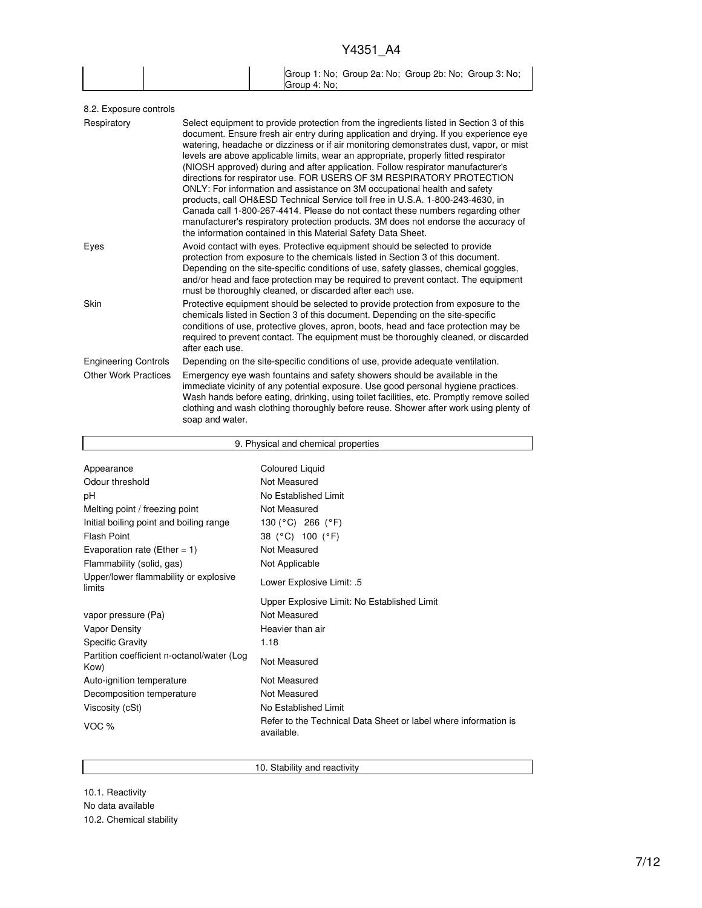| | | Group 1: No; Group 2a: No; Group 2b: No; Group 3: No; Group 4: No; |
|---|---|---|

8.2. Exposure controls

| | |
|---|---|
| Respiratory | Select equipment to provide protection from the ingredients listed in Section 3 of this document. Ensure fresh air entry during application and drying. If you experience eye watering, headache or dizziness or if air monitoring demonstrates dust, vapor, or mist levels are above applicable limits, wear an appropriate, properly fitted respirator (NIOSH approved) during and after application. Follow respirator manufacturer's directions for respirator use. FOR USERS OF 3M RESPIRATORY PROTECTION ONLY: For information and assistance on 3M occupational health and safety products, call OH&ESD Technical Service toll free in U.S.A. 1-800-243-4630, in Canada call 1-800-267-4414. Please do not contact these numbers regarding other manufacturer's respiratory protection products. 3M does not endorse the accuracy of the information contained in this Material Safety Data Sheet. |
| Eyes | Avoid contact with eyes. Protective equipment should be selected to provide protection from exposure to the chemicals listed in Section 3 of this document. Depending on the site-specific conditions of use, safety glasses, chemical goggles, and/or head and face protection may be required to prevent contact. The equipment must be thoroughly cleaned, or discarded after each use. |
| Skin | Protective equipment should be selected to provide protection from exposure to the chemicals listed in Section 3 of this document. Depending on the site-specific conditions of use, protective gloves, apron, boots, head and face protection may be required to prevent contact. The equipment must be thoroughly cleaned, or discarded after each use. |
| Engineering Controls | Depending on the site-specific conditions of use, provide adequate ventilation. |
| Other Work Practices | Emergency eye wash fountains and safety showers should be available in the immediate vicinity of any potential exposure. Use good personal hygiene practices. Wash hands before eating, drinking, using toilet facilities, etc. Promptly remove soiled clothing and wash clothing thoroughly before reuse. Shower after work using plenty of soap and water. |

## 9. Physical and chemical properties

| | |
|---|---|
| Appearance | Coloured Liquid |
| Odour threshold | Not Measured |
| pH | No Established Limit |
| Melting point / freezing point | Not Measured |
| Initial boiling point and boiling range | 130 (°C) 266 (°F) |
| Flash Point | 38 (°C) 100 (°F) |
| Evaporation rate (Ether = 1) | Not Measured |
| Flammability (solid, gas) | Not Applicable |
| Upper/lower flammability or explosive limits | Lower Explosive Limit: .5 |
| | Upper Explosive Limit: No Established Limit |
| vapor pressure (Pa) | Not Measured |
| Vapor Density | Heavier than air |
| Specific Gravity | 1.18 |
| Partition coefficient n-octanol/water (Log Kow) | Not Measured |
| Auto-ignition temperature | Not Measured |
| Decomposition temperature | Not Measured |
| Viscosity (cSt) | No Established Limit |
| VOC % | Refer to the Technical Data Sheet or label where information is available. |

## 10. Stability and reactivity

10.1. Reactivity

No data available

10.2. Chemical stability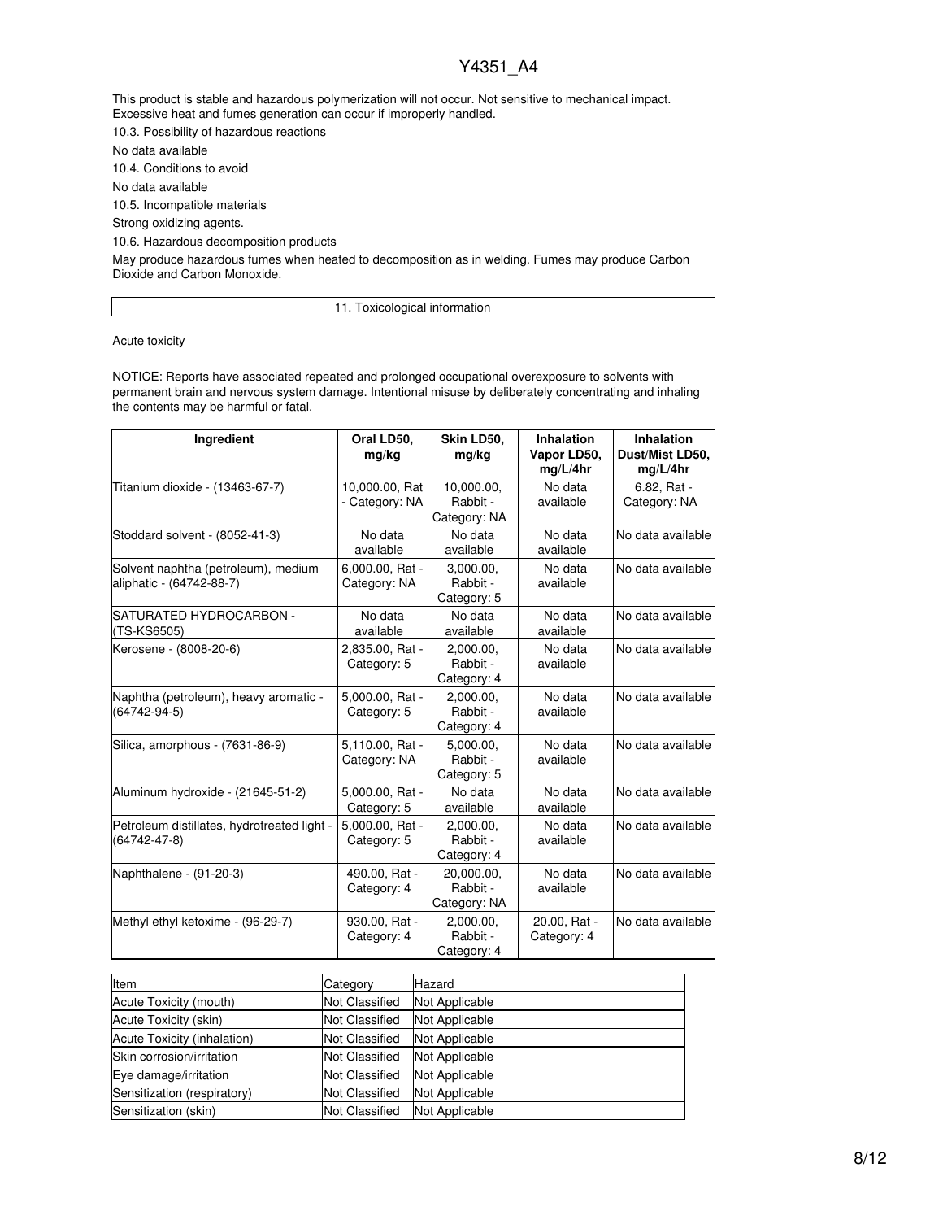This product is stable and hazardous polymerization will not occur. Not sensitive to mechanical impact. Excessive heat and fumes generation can occur if improperly handled.

10.3. Possibility of hazardous reactions

No data available

10.4. Conditions to avoid

No data available

10.5. Incompatible materials

Strong oxidizing agents.

10.6. Hazardous decomposition products

May produce hazardous fumes when heated to decomposition as in welding. Fumes may produce Carbon Dioxide and Carbon Monoxide.

## 11. Toxicological information

Acute toxicity

NOTICE: Reports have associated repeated and prolonged occupational overexposure to solvents with permanent brain and nervous system damage. Intentional misuse by deliberately concentrating and inhaling the contents may be harmful or fatal.

| Ingredient | Oral LD50, mg/kg | Skin LD50, mg/kg | Inhalation Vapor LD50, mg/L/4hr | Inhalation Dust/Mist LD50, mg/L/4hr |
|---|---|---|---|---|
| Titanium dioxide - (13463-67-7) | 10,000.00, Rat - Category: NA | 10,000.00, Rabbit - Category: NA | No data available | 6.82, Rat - Category: NA |
| Stoddard solvent - (8052-41-3) | No data available | No data available | No data available | No data available |
| Solvent naphtha (petroleum), medium aliphatic - (64742-88-7) | 6,000.00, Rat - Category: NA | 3,000.00, Rabbit - Category: 5 | No data available | No data available |
| SATURATED HYDROCARBON - (TS-KS6505) | No data available | No data available | No data available | No data available |
| Kerosene - (8008-20-6) | 2,835.00, Rat - Category: 5 | 2,000.00, Rabbit - Category: 4 | No data available | No data available |
| Naphtha (petroleum), heavy aromatic - (64742-94-5) | 5,000.00, Rat - Category: 5 | 2,000.00, Rabbit - Category: 4 | No data available | No data available |
| Silica, amorphous - (7631-86-9) | 5,110.00, Rat - Category: NA | 5,000.00, Rabbit - Category: 5 | No data available | No data available |
| Aluminum hydroxide - (21645-51-2) | 5,000.00, Rat - Category: 5 | No data available | No data available | No data available |
| Petroleum distillates, hydrotreated light - (64742-47-8) | 5,000.00, Rat - Category: 5 | 2,000.00, Rabbit - Category: 4 | No data available | No data available |
| Naphthalene - (91-20-3) | 490.00, Rat - Category: 4 | 20,000.00, Rabbit - Category: NA | No data available | No data available |
| Methyl ethyl ketoxime - (96-29-7) | 930.00, Rat - Category: 4 | 2,000.00, Rabbit - Category: 4 | 20.00, Rat - Category: 4 | No data available |

| Item | Category | Hazard |
|---|---|---|
| Acute Toxicity (mouth) | Not Classified | Not Applicable |
| Acute Toxicity (skin) | Not Classified | Not Applicable |
| Acute Toxicity (inhalation) | Not Classified | Not Applicable |
| Skin corrosion/irritation | Not Classified | Not Applicable |
| Eye damage/irritation | Not Classified | Not Applicable |
| Sensitization (respiratory) | Not Classified | Not Applicable |
| Sensitization (skin) | Not Classified | Not Applicable |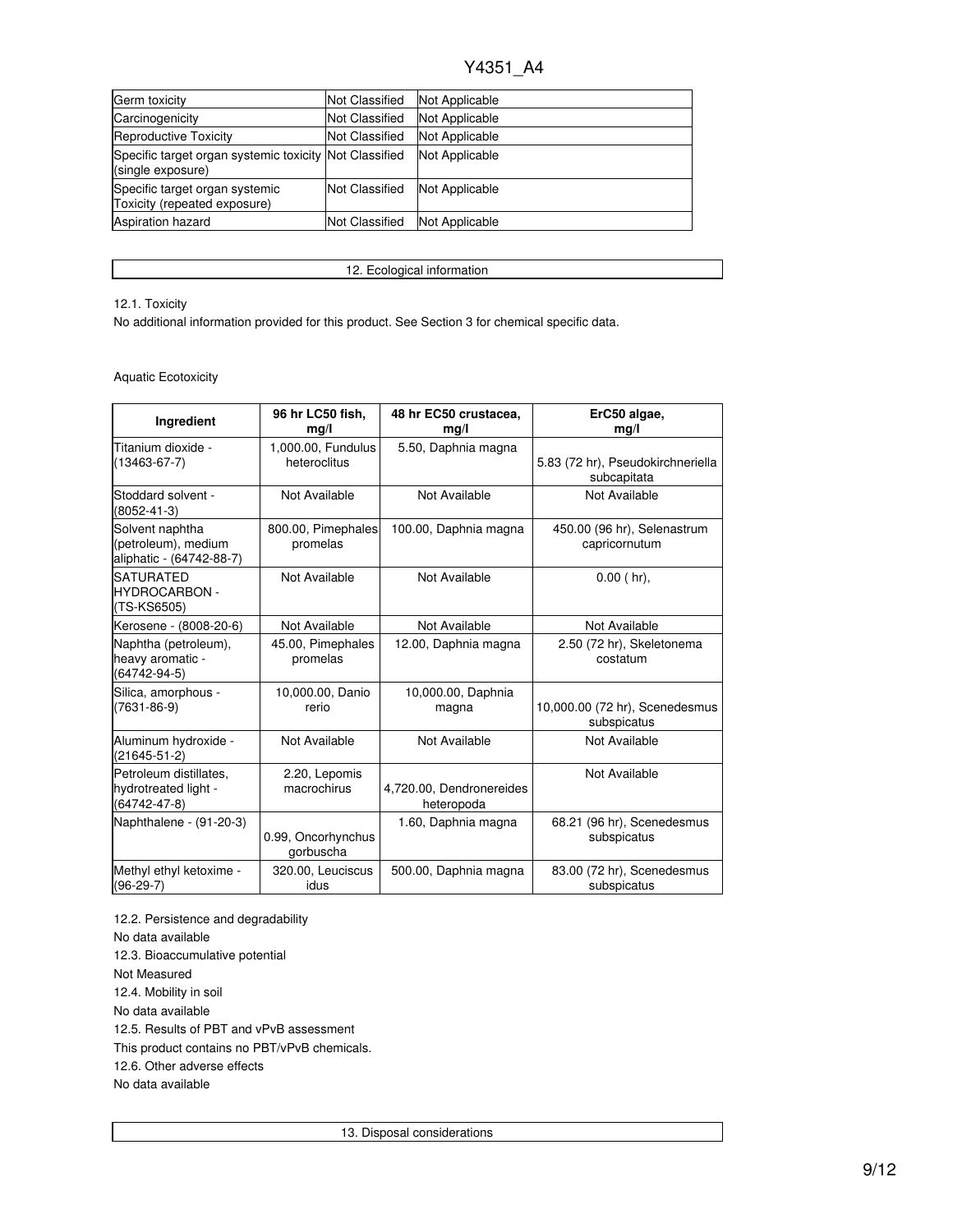| | | |
|---|---|---|
| Germ toxicity | Not Classified | Not Applicable |
| Carcinogenicity | Not Classified | Not Applicable |
| Reproductive Toxicity | Not Classified | Not Applicable |
| Specific target organ systemic toxicity (single exposure) | Not Classified | Not Applicable |
| Specific target organ systemic Toxicity (repeated exposure) | Not Classified | Not Applicable |
| Aspiration hazard | Not Classified | Not Applicable |

## 12. Ecological information

12.1. Toxicity

No additional information provided for this product. See Section 3 for chemical specific data.

Aquatic Ecotoxicity

| Ingredient | 96 hr LC50 fish, mg/l | 48 hr EC50 crustacea, mg/l | ErC50 algae, mg/l |
|---|---|---|---|
| Titanium dioxide - (13463-67-7) | 1,000.00, Fundulus heteroclitus | 5.50, Daphnia magna | 5.83 (72 hr), Pseudokirchneriella subcapitata |
| Stoddard solvent - (8052-41-3) | Not Available | Not Available | Not Available |
| Solvent naphtha (petroleum), medium aliphatic - (64742-88-7) | 800.00, Pimephales promelas | 100.00, Daphnia magna | 450.00 (96 hr), Selenastrum capricornutum |
| SATURATED HYDROCARBON - (TS-KS6505) | Not Available | Not Available | 0.00 ( hr), |
| Kerosene - (8008-20-6) | Not Available | Not Available | Not Available |
| Naphtha (petroleum), heavy aromatic - (64742-94-5) | 45.00, Pimephales promelas | 12.00, Daphnia magna | 2.50 (72 hr), Skeletonema costatum |
| Silica, amorphous - (7631-86-9) | 10,000.00, Danio rerio | 10,000.00, Daphnia magna | 10,000.00 (72 hr), Scenedesmus subspicatus |
| Aluminum hydroxide - (21645-51-2) | Not Available | Not Available | Not Available |
| Petroleum distillates, hydrotreated light - (64742-47-8) | 2.20, Lepomis macrochirus | 4,720.00, Dendronereides heteropoda | Not Available |
| Naphthalene - (91-20-3) | 0.99, Oncorhynchus gorbuscha | 1.60, Daphnia magna | 68.21 (96 hr), Scenedesmus subspicatus |
| Methyl ethyl ketoxime - (96-29-7) | 320.00, Leuciscus idus | 500.00, Daphnia magna | 83.00 (72 hr), Scenedesmus subspicatus |

12.2. Persistence and degradability

No data available

12.3. Bioaccumulative potential

Not Measured

12.4. Mobility in soil

No data available

12.5. Results of PBT and vPvB assessment

This product contains no PBT/vPvB chemicals.

12.6. Other adverse effects

No data available

## 13. Disposal considerations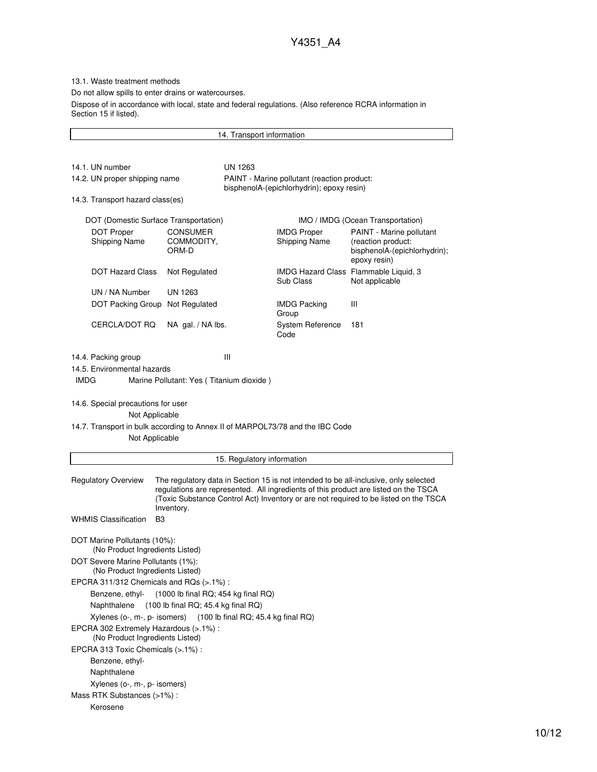13.1. Waste treatment methods

Do not allow spills to enter drains or watercourses.

Dispose of in accordance with local, state and federal regulations. (Also reference RCRA information in Section 15 if listed).

## 14. Transport information

14.1. UN number: UN 1263

14.2. UN proper shipping name: PAINT - Marine pollutant (reaction product: bisphenolA-(epichlorhydrin); epoxy resin)

14.3. Transport hazard class(es)

| DOT (Domestic Surface Transportation) | | IMO / IMDG (Ocean Transportation) | |
|---|---|---|---|
| DOT Proper Shipping Name | CONSUMER COMMODITY, ORM-D | IMDG Proper Shipping Name | PAINT - Marine pollutant (reaction product: bisphenolA-(epichlorhydrin); epoxy resin) |
| DOT Hazard Class | Not Regulated | IMDG Hazard Class Sub Class | Flammable Liquid, 3 Not applicable |
| UN / NA Number | UN 1263 | | |
| DOT Packing Group | Not Regulated | IMDG Packing Group | III |
| CERCLA/DOT RQ | NA gal. / NA lbs. | System Reference Code | 181 |

14.4. Packing group: III

14.5. Environmental hazards

IMDG Marine Pollutant: Yes ( Titanium dioxide )

14.6. Special precautions for user

Not Applicable

14.7. Transport in bulk according to Annex II of MARPOL73/78 and the IBC Code

Not Applicable

## 15. Regulatory information

Regulatory Overview: The regulatory data in Section 15 is not intended to be all-inclusive, only selected regulations are represented. All ingredients of this product are listed on the TSCA (Toxic Substance Control Act) Inventory or are not required to be listed on the TSCA Inventory.

WHMIS Classification: B3

DOT Marine Pollutants (10%):
(No Product Ingredients Listed)

DOT Severe Marine Pollutants (1%):
(No Product Ingredients Listed)

EPCRA 311/312 Chemicals and RQs (>.1%) :

- Benzene, ethyl- (1000 lb final RQ; 454 kg final RQ)
- Naphthalene (100 lb final RQ; 45.4 kg final RQ)
- Xylenes (o-, m-, p- isomers) (100 lb final RQ; 45.4 kg final RQ)

EPCRA 302 Extremely Hazardous (>.1%) :
(No Product Ingredients Listed)

EPCRA 313 Toxic Chemicals (>.1%) :

- Benzene, ethyl-
- Naphthalene
- Xylenes (o-, m-, p- isomers)

Mass RTK Substances (>1%) :

- Kerosene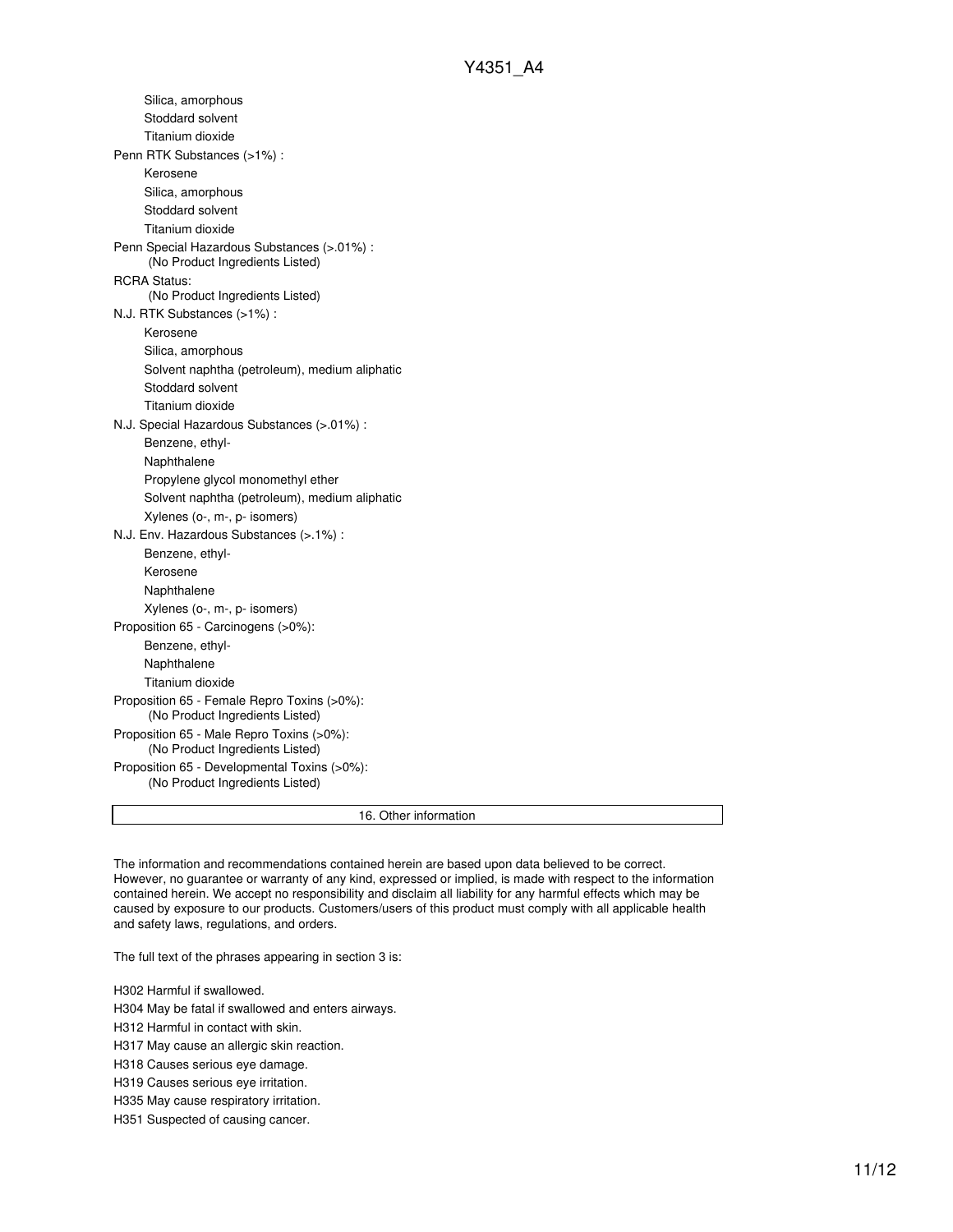- Silica, amorphous
- Stoddard solvent
- Titanium dioxide

Penn RTK Substances (>1%) :

- Kerosene
- Silica, amorphous
- Stoddard solvent
- Titanium dioxide

Penn Special Hazardous Substances (>.01%) :

(No Product Ingredients Listed)

RCRA Status:

(No Product Ingredients Listed)

N.J. RTK Substances (>1%) :

- Kerosene
- Silica, amorphous
- Solvent naphtha (petroleum), medium aliphatic
- Stoddard solvent
- Titanium dioxide

N.J. Special Hazardous Substances (>.01%) :

- Benzene, ethyl-
- Naphthalene
- Propylene glycol monomethyl ether
- Solvent naphtha (petroleum), medium aliphatic
- Xylenes (o-, m-, p- isomers)

N.J. Env. Hazardous Substances (>.1%) :

- Benzene, ethyl-
- Kerosene
- Naphthalene
- Xylenes (o-, m-, p- isomers)

Proposition 65 - Carcinogens (>0%):

- Benzene, ethyl-
- Naphthalene
- Titanium dioxide

Proposition 65 - Female Repro Toxins (>0%):

(No Product Ingredients Listed)

Proposition 65 - Male Repro Toxins (>0%):

(No Product Ingredients Listed)

Proposition 65 - Developmental Toxins (>0%):

(No Product Ingredients Listed)

## 16. Other information

The information and recommendations contained herein are based upon data believed to be correct. However, no guarantee or warranty of any kind, expressed or implied, is made with respect to the information contained herein. We accept no responsibility and disclaim all liability for any harmful effects which may be caused by exposure to our products. Customers/users of this product must comply with all applicable health and safety laws, regulations, and orders.

The full text of the phrases appearing in section 3 is:

H302 Harmful if swallowed.

H304 May be fatal if swallowed and enters airways.

H312 Harmful in contact with skin.

H317 May cause an allergic skin reaction.

H318 Causes serious eye damage.

H319 Causes serious eye irritation.

H335 May cause respiratory irritation.

H351 Suspected of causing cancer.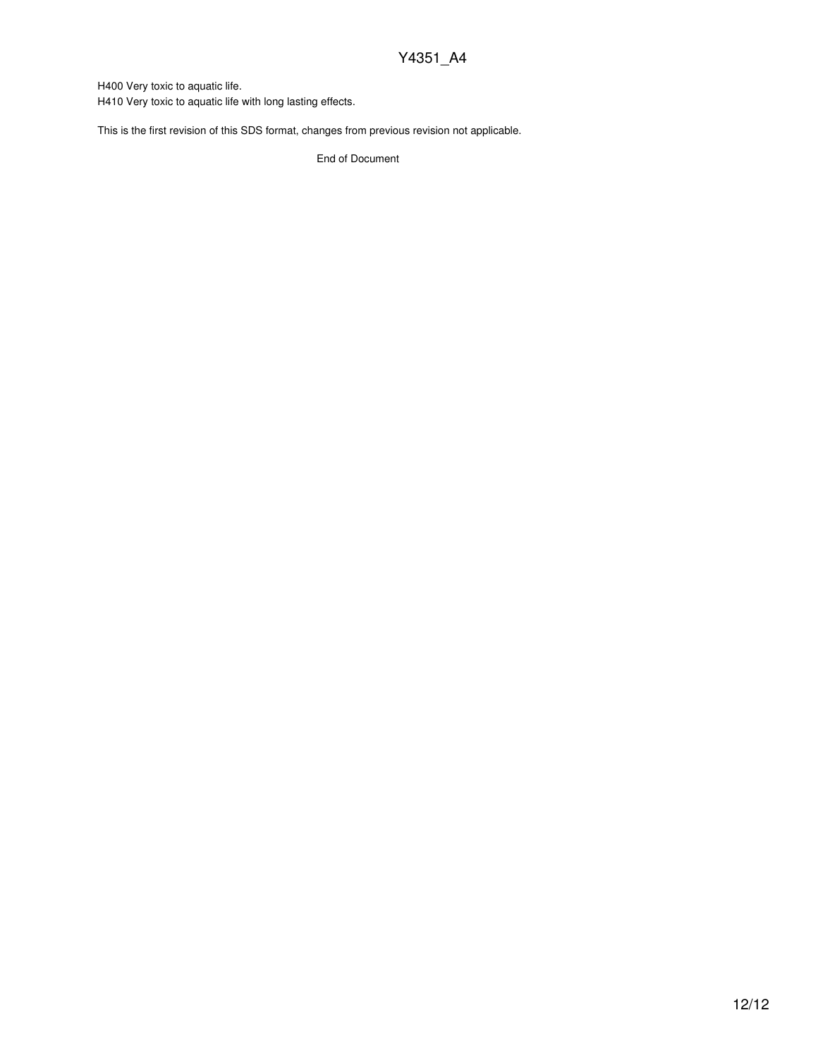H400 Very toxic to aquatic life.
H410 Very toxic to aquatic life with long lasting effects.

This is the first revision of this SDS format, changes from previous revision not applicable.

End of Document